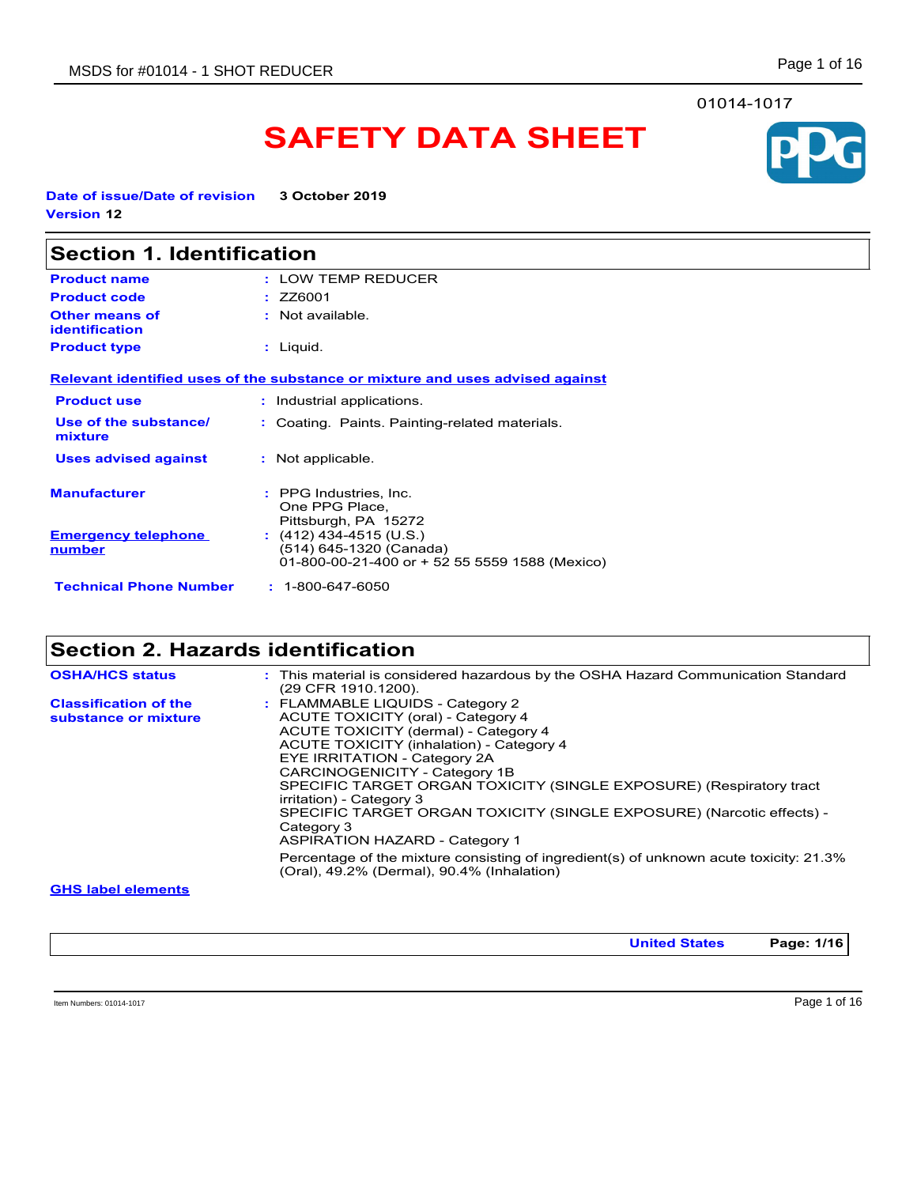01014-1017

# SAFETY DATA SHEET

**Date of issue/Date of revision** 3 October 2019
**Version** 12

## Section 1. Identification

| | |
|---|---|
| **Product name** | LOW TEMP REDUCER |
| **Product code** | ZZ6001 |
| **Other means of identification** | Not available. |
| **Product type** | Liquid. |

**Relevant identified uses of the substance or mixture and uses advised against**

| | |
|---|---|
| **Product use** | Industrial applications. |
| **Use of the substance/ mixture** | Coating. Paints. Painting-related materials. |
| **Uses advised against** | Not applicable. |

| | |
|---|---|
| **Manufacturer** | PPG Industries, Inc.<br>One PPG Place,<br>Pittsburgh, PA 15272 |
| **Emergency telephone number** | (412) 434-4515 (U.S.)<br>(514) 645-1320 (Canada)<br>01-800-00-21-400 or + 52 55 5559 1588 (Mexico) |
| **Technical Phone Number** | 1-800-647-6050 |

## Section 2. Hazards identification

**OSHA/HCS status** : This material is considered hazardous by the OSHA Hazard Communication Standard (29 CFR 1910.1200).

**Classification of the substance or mixture** :
FLAMMABLE LIQUIDS - Category 2
ACUTE TOXICITY (oral) - Category 4
ACUTE TOXICITY (dermal) - Category 4
ACUTE TOXICITY (inhalation) - Category 4
EYE IRRITATION - Category 2A
CARCINOGENICITY - Category 1B
SPECIFIC TARGET ORGAN TOXICITY (SINGLE EXPOSURE) (Respiratory tract irritation) - Category 3
SPECIFIC TARGET ORGAN TOXICITY (SINGLE EXPOSURE) (Narcotic effects) - Category 3
ASPIRATION HAZARD - Category 1

Percentage of the mixture consisting of ingredient(s) of unknown acute toxicity: 21.3% (Oral), 49.2% (Dermal), 90.4% (Inhalation)

**GHS label elements**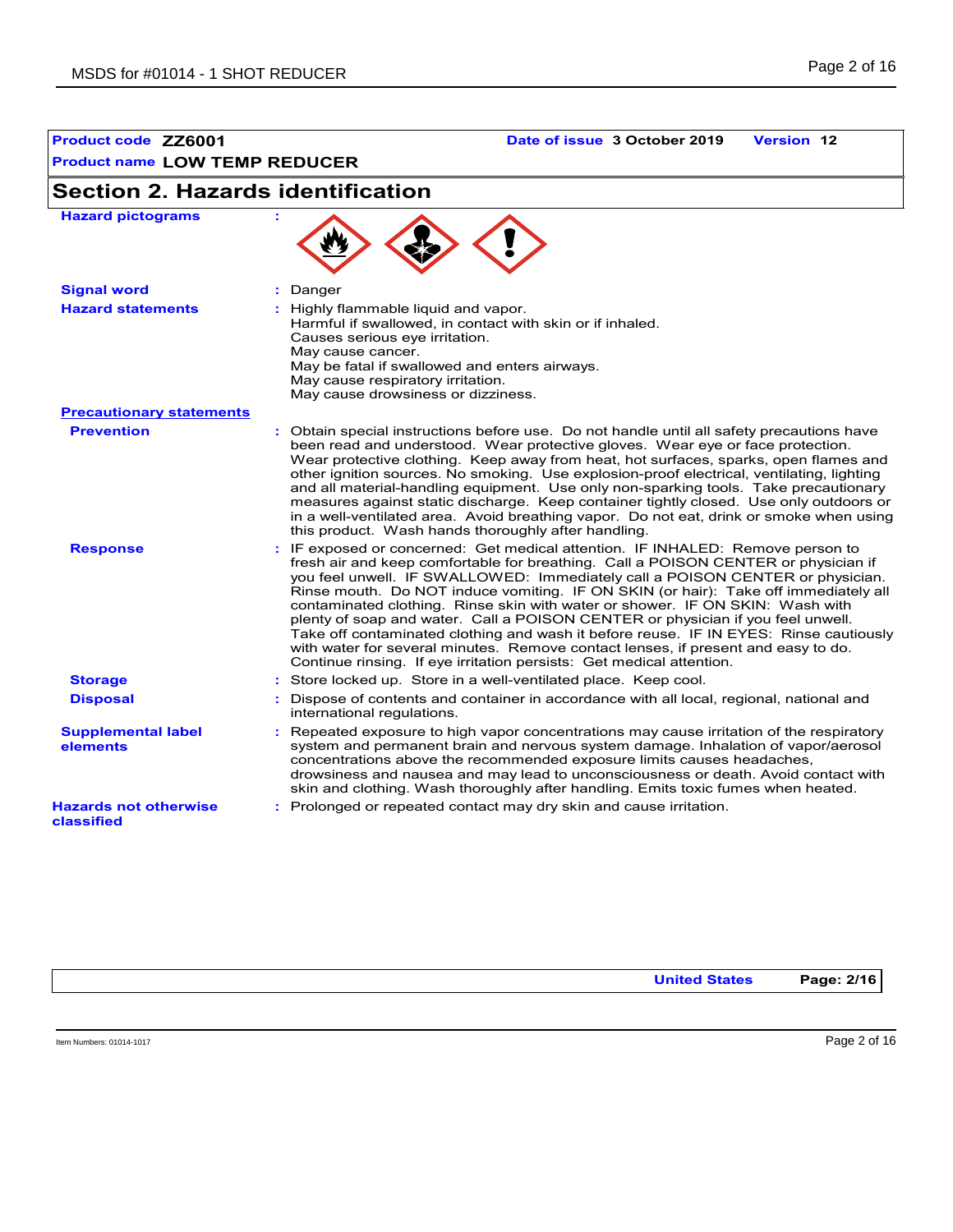**Product code** ZZ6001 **Date of issue** 3 October 2019 **Version** 12

**Product name** LOW TEMP REDUCER

## Section 2. Hazards identification

**Hazard pictograms** :

**Signal word** : Danger

**Hazard statements** : Highly flammable liquid and vapor.
Harmful if swallowed, in contact with skin or if inhaled.
Causes serious eye irritation.
May cause cancer.
May be fatal if swallowed and enters airways.
May cause respiratory irritation.
May cause drowsiness or dizziness.

**Precautionary statements**

**Prevention** : Obtain special instructions before use. Do not handle until all safety precautions have been read and understood. Wear protective gloves. Wear eye or face protection. Wear protective clothing. Keep away from heat, hot surfaces, sparks, open flames and other ignition sources. No smoking. Use explosion-proof electrical, ventilating, lighting and all material-handling equipment. Use only non-sparking tools. Take precautionary measures against static discharge. Keep container tightly closed. Use only outdoors or in a well-ventilated area. Avoid breathing vapor. Do not eat, drink or smoke when using this product. Wash hands thoroughly after handling.

**Response** : IF exposed or concerned: Get medical attention. IF INHALED: Remove person to fresh air and keep comfortable for breathing. Call a POISON CENTER or physician if you feel unwell. IF SWALLOWED: Immediately call a POISON CENTER or physician. Rinse mouth. Do NOT induce vomiting. IF ON SKIN (or hair): Take off immediately all contaminated clothing. Rinse skin with water or shower. IF ON SKIN: Wash with plenty of soap and water. Call a POISON CENTER or physician if you feel unwell. Take off contaminated clothing and wash it before reuse. IF IN EYES: Rinse cautiously with water for several minutes. Remove contact lenses, if present and easy to do. Continue rinsing. If eye irritation persists: Get medical attention.

**Storage** : Store locked up. Store in a well-ventilated place. Keep cool.

**Disposal** : Dispose of contents and container in accordance with all local, regional, national and international regulations.

**Supplemental label elements** : Repeated exposure to high vapor concentrations may cause irritation of the respiratory system and permanent brain and nervous system damage. Inhalation of vapor/aerosol concentrations above the recommended exposure limits causes headaches, drowsiness and nausea and may lead to unconsciousness or death. Avoid contact with skin and clothing. Wash thoroughly after handling. Emits toxic fumes when heated.

**Hazards not otherwise classified** : Prolonged or repeated contact may dry skin and cause irritation.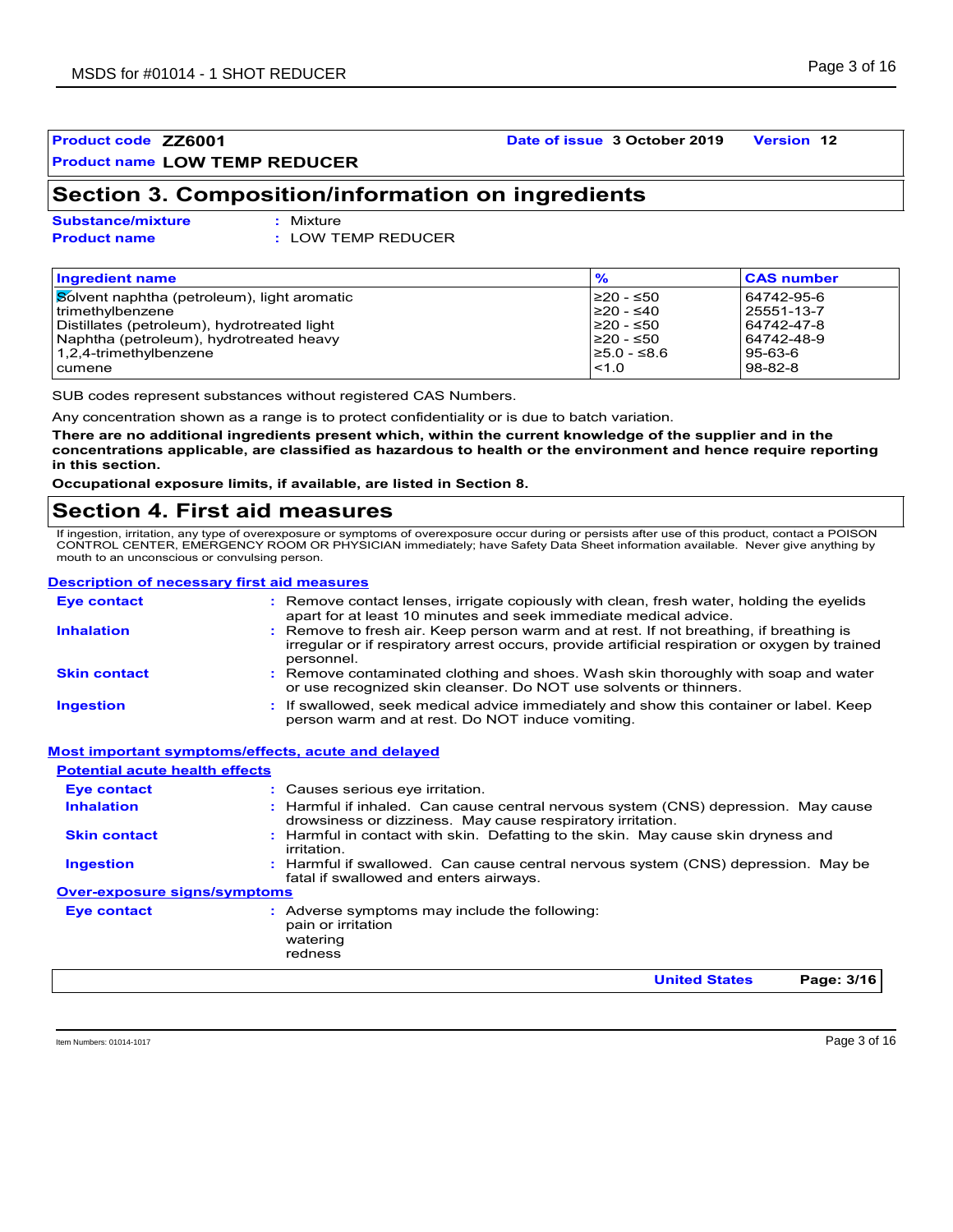**Product code** **ZZ6001** **Date of issue** **3 October 2019** **Version** **12**

**Product name** **LOW TEMP REDUCER**

## Section 3. Composition/information on ingredients

**Substance/mixture** : Mixture

**Product name** : LOW TEMP REDUCER

| Ingredient name | % | CAS number |
|---|---|---|
| Solvent naphtha (petroleum), light aromatic | ≥20 - ≤50 | 64742-95-6 |
| trimethylbenzene | ≥20 - ≤40 | 25551-13-7 |
| Distillates (petroleum), hydrotreated light | ≥20 - ≤50 | 64742-47-8 |
| Naphtha (petroleum), hydrotreated heavy | ≥20 - ≤50 | 64742-48-9 |
| 1,2,4-trimethylbenzene | ≥5.0 - ≤8.6 | 95-63-6 |
| cumene | <1.0 | 98-82-8 |

SUB codes represent substances without registered CAS Numbers.

Any concentration shown as a range is to protect confidentiality or is due to batch variation.

**There are no additional ingredients present which, within the current knowledge of the supplier and in the concentrations applicable, are classified as hazardous to health or the environment and hence require reporting in this section.**

**Occupational exposure limits, if available, are listed in Section 8.**

## Section 4. First aid measures

If ingestion, irritation, any type of overexposure or symptoms of overexposure occur during or persists after use of this product, contact a POISON CONTROL CENTER, EMERGENCY ROOM OR PHYSICIAN immediately; have Safety Data Sheet information available. Never give anything by mouth to an unconscious or convulsing person.

### Description of necessary first aid measures

**Eye contact** : Remove contact lenses, irrigate copiously with clean, fresh water, holding the eyelids apart for at least 10 minutes and seek immediate medical advice.

**Inhalation** : Remove to fresh air. Keep person warm and at rest. If not breathing, if breathing is irregular or if respiratory arrest occurs, provide artificial respiration or oxygen by trained personnel.

**Skin contact** : Remove contaminated clothing and shoes. Wash skin thoroughly with soap and water or use recognized skin cleanser. Do NOT use solvents or thinners.

**Ingestion** : If swallowed, seek medical advice immediately and show this container or label. Keep person warm and at rest. Do NOT induce vomiting.

### Most important symptoms/effects, acute and delayed

#### Potential acute health effects

**Eye contact** : Causes serious eye irritation.

**Inhalation** : Harmful if inhaled. Can cause central nervous system (CNS) depression. May cause drowsiness or dizziness. May cause respiratory irritation.

**Skin contact** : Harmful in contact with skin. Defatting to the skin. May cause skin dryness and irritation.

**Ingestion** : Harmful if swallowed. Can cause central nervous system (CNS) depression. May be fatal if swallowed and enters airways.

#### Over-exposure signs/symptoms

**Eye contact** : Adverse symptoms may include the following:
pain or irritation
watering
redness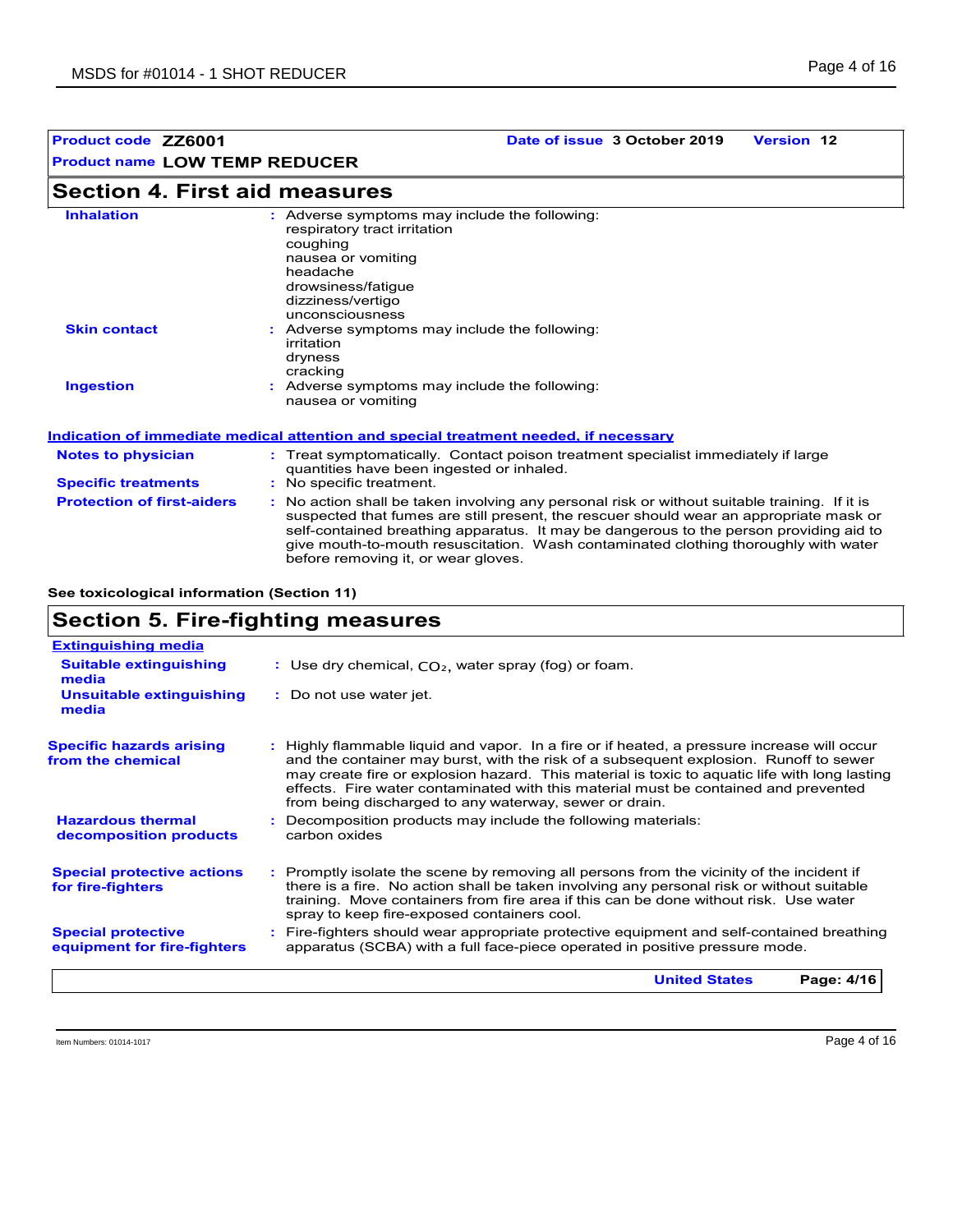**Product code** ZZ6001 **Date of issue** 3 October 2019 **Version** 12

**Product name** LOW TEMP REDUCER

## Section 4. First aid measures

| | |
|---|---|
| **Inhalation** | : Adverse symptoms may include the following:<br>respiratory tract irritation<br>coughing<br>nausea or vomiting<br>headache<br>drowsiness/fatigue<br>dizziness/vertigo<br>unconsciousness |
| **Skin contact** | : Adverse symptoms may include the following:<br>irritation<br>dryness<br>cracking |
| **Ingestion** | : Adverse symptoms may include the following:<br>nausea or vomiting |

### Indication of immediate medical attention and special treatment needed, if necessary

| | |
|---|---|
| **Notes to physician** | : Treat symptomatically. Contact poison treatment specialist immediately if large quantities have been ingested or inhaled. |
| **Specific treatments** | : No specific treatment. |
| **Protection of first-aiders** | : No action shall be taken involving any personal risk or without suitable training. If it is suspected that fumes are still present, the rescuer should wear an appropriate mask or self-contained breathing apparatus. It may be dangerous to the person providing aid to give mouth-to-mouth resuscitation. Wash contaminated clothing thoroughly with water before removing it, or wear gloves. |

**See toxicological information (Section 11)**

## Section 5. Fire-fighting measures

### Extinguishing media

| | |
|---|---|
| **Suitable extinguishing media** | : Use dry chemical, $CO_2$, water spray (fog) or foam. |
| **Unsuitable extinguishing media** | : Do not use water jet. |
| **Specific hazards arising from the chemical** | : Highly flammable liquid and vapor. In a fire or if heated, a pressure increase will occur and the container may burst, with the risk of a subsequent explosion. Runoff to sewer may create fire or explosion hazard. This material is toxic to aquatic life with long lasting effects. Fire water contaminated with this material must be contained and prevented from being discharged to any waterway, sewer or drain. |
| **Hazardous thermal decomposition products** | : Decomposition products may include the following materials:<br>carbon oxides |
| **Special protective actions for fire-fighters** | : Promptly isolate the scene by removing all persons from the vicinity of the incident if there is a fire. No action shall be taken involving any personal risk or without suitable training. Move containers from fire area if this can be done without risk. Use water spray to keep fire-exposed containers cool. |
| **Special protective equipment for fire-fighters** | : Fire-fighters should wear appropriate protective equipment and self-contained breathing apparatus (SCBA) with a full face-piece operated in positive pressure mode. |

Item Numbers: 01014-1017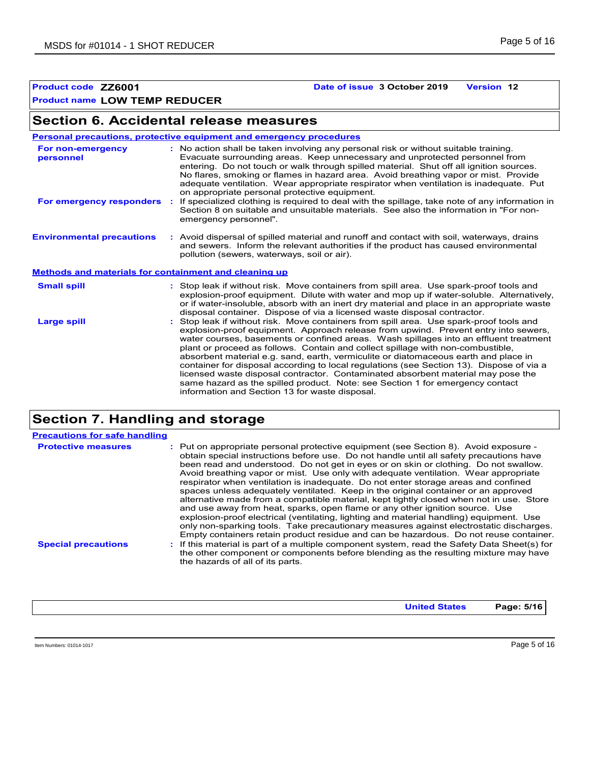**Product code** **ZZ6001** **Date of issue** **3 October 2019** **Version** **12**

**Product name** **LOW TEMP REDUCER**

## Section 6. Accidental release measures

**Personal precautions, protective equipment and emergency procedures**

**For non-emergency personnel** : No action shall be taken involving any personal risk or without suitable training. Evacuate surrounding areas. Keep unnecessary and unprotected personnel from entering. Do not touch or walk through spilled material. Shut off all ignition sources. No flares, smoking or flames in hazard area. Avoid breathing vapor or mist. Provide adequate ventilation. Wear appropriate respirator when ventilation is inadequate. Put on appropriate personal protective equipment.

**For emergency responders** : If specialized clothing is required to deal with the spillage, take note of any information in Section 8 on suitable and unsuitable materials. See also the information in "For non-emergency personnel".

**Environmental precautions** : Avoid dispersal of spilled material and runoff and contact with soil, waterways, drains and sewers. Inform the relevant authorities if the product has caused environmental pollution (sewers, waterways, soil or air).

**Methods and materials for containment and cleaning up**

**Small spill** : Stop leak if without risk. Move containers from spill area. Use spark-proof tools and explosion-proof equipment. Dilute with water and mop up if water-soluble. Alternatively, or if water-insoluble, absorb with an inert dry material and place in an appropriate waste disposal container. Dispose of via a licensed waste disposal contractor.

**Large spill** : Stop leak if without risk. Move containers from spill area. Use spark-proof tools and explosion-proof equipment. Approach release from upwind. Prevent entry into sewers, water courses, basements or confined areas. Wash spillages into an effluent treatment plant or proceed as follows. Contain and collect spillage with non-combustible, absorbent material e.g. sand, earth, vermiculite or diatomaceous earth and place in container for disposal according to local regulations (see Section 13). Dispose of via a licensed waste disposal contractor. Contaminated absorbent material may pose the same hazard as the spilled product. Note: see Section 1 for emergency contact information and Section 13 for waste disposal.

## Section 7. Handling and storage

**Precautions for safe handling**

**Protective measures** : Put on appropriate personal protective equipment (see Section 8). Avoid exposure - obtain special instructions before use. Do not handle until all safety precautions have been read and understood. Do not get in eyes or on skin or clothing. Do not swallow. Avoid breathing vapor or mist. Use only with adequate ventilation. Wear appropriate respirator when ventilation is inadequate. Do not enter storage areas and confined spaces unless adequately ventilated. Keep in the original container or an approved alternative made from a compatible material, kept tightly closed when not in use. Store and use away from heat, sparks, open flame or any other ignition source. Use explosion-proof electrical (ventilating, lighting and material handling) equipment. Use only non-sparking tools. Take precautionary measures against electrostatic discharges. Empty containers retain product residue and can be hazardous. Do not reuse container.

**Special precautions** : If this material is part of a multiple component system, read the Safety Data Sheet(s) for the other component or components before blending as the resulting mixture may have the hazards of all of its parts.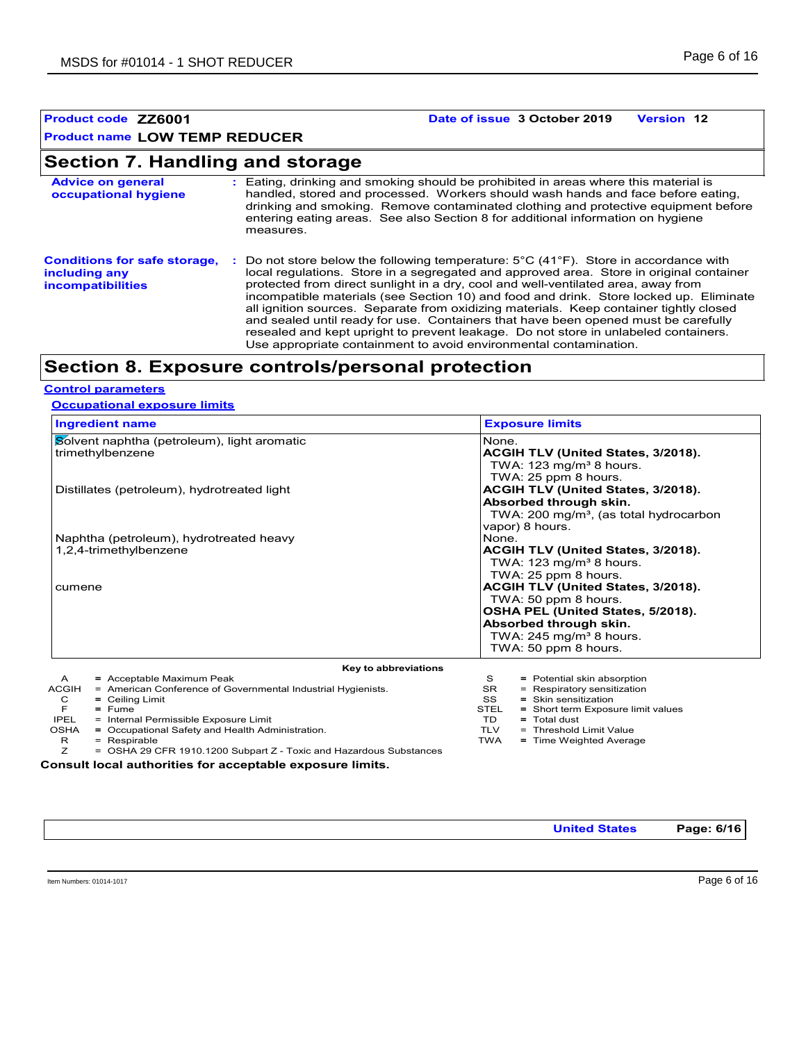**Product code** **ZZ6001** | **Date of issue** **3 October 2019** | **Version** **12**

**Product name** **LOW TEMP REDUCER**

## Section 7. Handling and storage

**Advice on general occupational hygiene** : Eating, drinking and smoking should be prohibited in areas where this material is handled, stored and processed. Workers should wash hands and face before eating, drinking and smoking. Remove contaminated clothing and protective equipment before entering eating areas. See also Section 8 for additional information on hygiene measures.

**Conditions for safe storage, including any incompatibilities** : Do not store below the following temperature: 5°C (41°F). Store in accordance with local regulations. Store in a segregated and approved area. Store in original container protected from direct sunlight in a dry, cool and well-ventilated area, away from incompatible materials (see Section 10) and food and drink. Store locked up. Eliminate all ignition sources. Separate from oxidizing materials. Keep container tightly closed and sealed until ready for use. Containers that have been opened must be carefully resealed and kept upright to prevent leakage. Do not store in unlabeled containers. Use appropriate containment to avoid environmental contamination.

## Section 8. Exposure controls/personal protection

**Control parameters**

**Occupational exposure limits**

| Ingredient name | Exposure limits |
|---|---|
| Solvent naphtha (petroleum), light aromatic | None. |
| trimethylbenzene | **ACGIH TLV (United States, 3/2018).**<br>TWA: 123 mg/m³ 8 hours.<br>TWA: 25 ppm 8 hours. |
| Distillates (petroleum), hydrotreated light | **ACGIH TLV (United States, 3/2018).**<br>**Absorbed through skin.**<br>TWA: 200 mg/m³, (as total hydrocarbon vapor) 8 hours. |
| Naphtha (petroleum), hydrotreated heavy | None. |
| 1,2,4-trimethylbenzene | **ACGIH TLV (United States, 3/2018).**<br>TWA: 123 mg/m³ 8 hours.<br>TWA: 25 ppm 8 hours. |
| cumene | **ACGIH TLV (United States, 3/2018).**<br>TWA: 50 ppm 8 hours.<br>**OSHA PEL (United States, 5/2018).**<br>**Absorbed through skin.**<br>TWA: 245 mg/m³ 8 hours.<br>TWA: 50 ppm 8 hours. |

**Key to abbreviations**

| | | | |
|---|---|---|---|
| A | = Acceptable Maximum Peak | S | = Potential skin absorption |
| ACGIH | = American Conference of Governmental Industrial Hygienists. | SR | = Respiratory sensitization |
| C | = Ceiling Limit | SS | = Skin sensitization |
| F | = Fume | STEL | = Short term Exposure limit values |
| IPEL | = Internal Permissible Exposure Limit | TD | = Total dust |
| OSHA | = Occupational Safety and Health Administration. | TLV | = Threshold Limit Value |
| R | = Respirable | TWA | = Time Weighted Average |
| Z | = OSHA 29 CFR 1910.1200 Subpart Z - Toxic and Hazardous Substances | | |

**Consult local authorities for acceptable exposure limits.**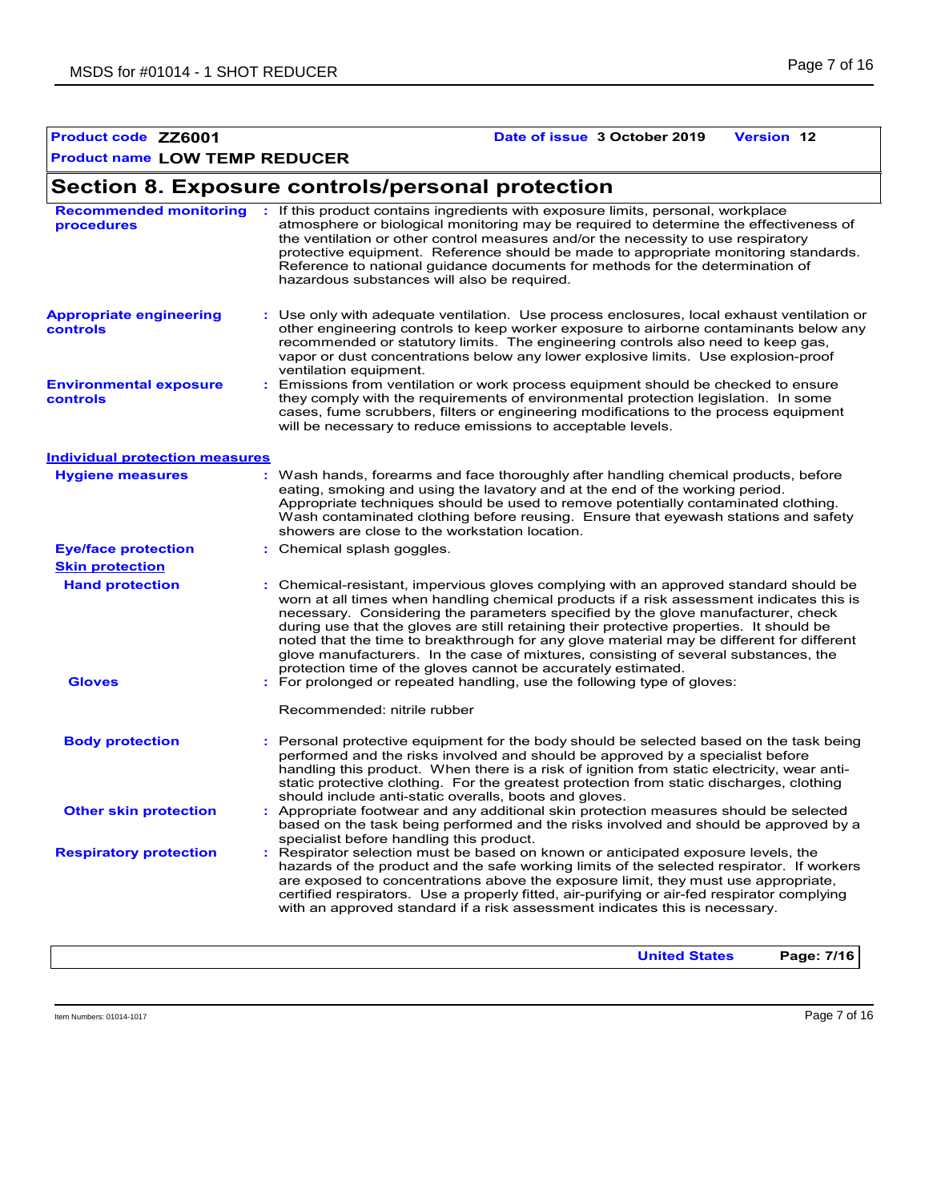**Product code** **ZZ6001** | **Date of issue** **3 October 2019** | **Version** **12**

**Product name** **LOW TEMP REDUCER**

## Section 8. Exposure controls/personal protection

**Recommended monitoring procedures** : If this product contains ingredients with exposure limits, personal, workplace atmosphere or biological monitoring may be required to determine the effectiveness of the ventilation or other control measures and/or the necessity to use respiratory protective equipment. Reference should be made to appropriate monitoring standards. Reference to national guidance documents for methods for the determination of hazardous substances will also be required.

**Appropriate engineering controls** : Use only with adequate ventilation. Use process enclosures, local exhaust ventilation or other engineering controls to keep worker exposure to airborne contaminants below any recommended or statutory limits. The engineering controls also need to keep gas, vapor or dust concentrations below any lower explosive limits. Use explosion-proof ventilation equipment.

**Environmental exposure controls** : Emissions from ventilation or work process equipment should be checked to ensure they comply with the requirements of environmental protection legislation. In some cases, fume scrubbers, filters or engineering modifications to the process equipment will be necessary to reduce emissions to acceptable levels.

### Individual protection measures

**Hygiene measures** : Wash hands, forearms and face thoroughly after handling chemical products, before eating, smoking and using the lavatory and at the end of the working period. Appropriate techniques should be used to remove potentially contaminated clothing. Wash contaminated clothing before reusing. Ensure that eyewash stations and safety showers are close to the workstation location.

**Eye/face protection** : Chemical splash goggles.

**Skin protection**

**Hand protection** : Chemical-resistant, impervious gloves complying with an approved standard should be worn at all times when handling chemical products if a risk assessment indicates this is necessary. Considering the parameters specified by the glove manufacturer, check during use that the gloves are still retaining their protective properties. It should be noted that the time to breakthrough for any glove material may be different for different glove manufacturers. In the case of mixtures, consisting of several substances, the protection time of the gloves cannot be accurately estimated.

**Gloves** : For prolonged or repeated handling, use the following type of gloves:

Recommended: nitrile rubber

**Body protection** : Personal protective equipment for the body should be selected based on the task being performed and the risks involved and should be approved by a specialist before handling this product. When there is a risk of ignition from static electricity, wear anti-static protective clothing. For the greatest protection from static discharges, clothing should include anti-static overalls, boots and gloves.

**Other skin protection** : Appropriate footwear and any additional skin protection measures should be selected based on the task being performed and the risks involved and should be approved by a specialist before handling this product.

**Respiratory protection** : Respirator selection must be based on known or anticipated exposure levels, the hazards of the product and the safe working limits of the selected respirator. If workers are exposed to concentrations above the exposure limit, they must use appropriate, certified respirators. Use a properly fitted, air-purifying or air-fed respirator complying with an approved standard if a risk assessment indicates this is necessary.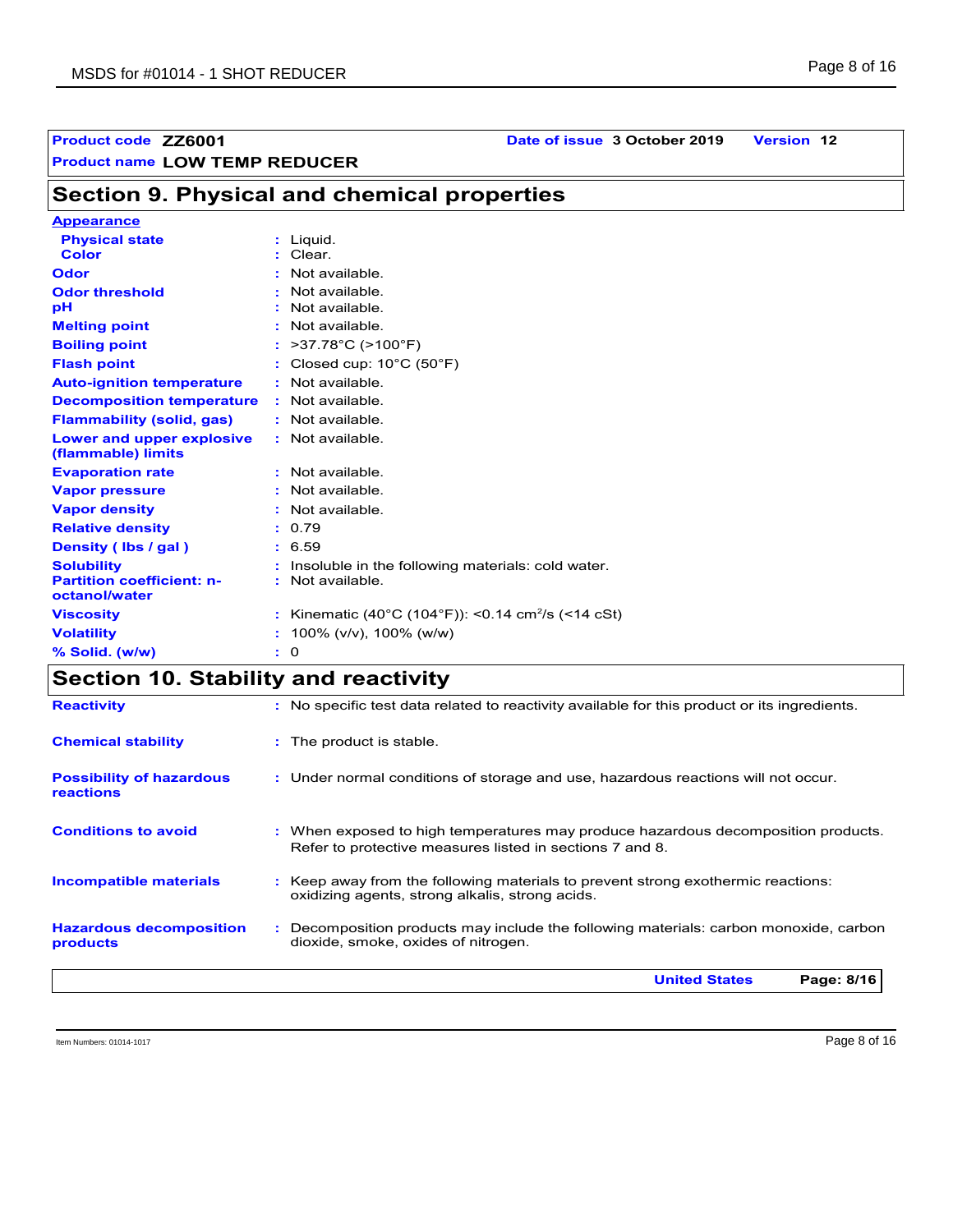**Product code** **ZZ6001** | **Date of issue** **3 October 2019** | **Version** **12**

**Product name** **LOW TEMP REDUCER**

## Section 9. Physical and chemical properties

| | |
|---|---|
| **Appearance** | |
| **Physical state** | : Liquid. |
| **Color** | : Clear. |
| **Odor** | : Not available. |
| **Odor threshold** | : Not available. |
| **pH** | : Not available. |
| **Melting point** | : Not available. |
| **Boiling point** | : >37.78°C (>100°F) |
| **Flash point** | : Closed cup: 10°C (50°F) |
| **Auto-ignition temperature** | : Not available. |
| **Decomposition temperature** | : Not available. |
| **Flammability (solid, gas)** | : Not available. |
| **Lower and upper explosive (flammable) limits** | : Not available. |
| **Evaporation rate** | : Not available. |
| **Vapor pressure** | : Not available. |
| **Vapor density** | : Not available. |
| **Relative density** | : 0.79 |
| **Density ( lbs / gal )** | : 6.59 |
| **Solubility** | : Insoluble in the following materials: cold water. |
| **Partition coefficient: n-octanol/water** | : Not available. |
| **Viscosity** | : Kinematic (40°C (104°F)): <0.14 $cm^2/s$ (<14 cSt) |
| **Volatility** | : 100% (v/v), 100% (w/w) |
| **% Solid. (w/w)** | : 0 |

## Section 10. Stability and reactivity

| | |
|---|---|
| **Reactivity** | : No specific test data related to reactivity available for this product or its ingredients. |
| **Chemical stability** | : The product is stable. |
| **Possibility of hazardous reactions** | : Under normal conditions of storage and use, hazardous reactions will not occur. |
| **Conditions to avoid** | : When exposed to high temperatures may produce hazardous decomposition products. Refer to protective measures listed in sections 7 and 8. |
| **Incompatible materials** | : Keep away from the following materials to prevent strong exothermic reactions: oxidizing agents, strong alkalis, strong acids. |
| **Hazardous decomposition products** | : Decomposition products may include the following materials: carbon monoxide, carbon dioxide, smoke, oxides of nitrogen. |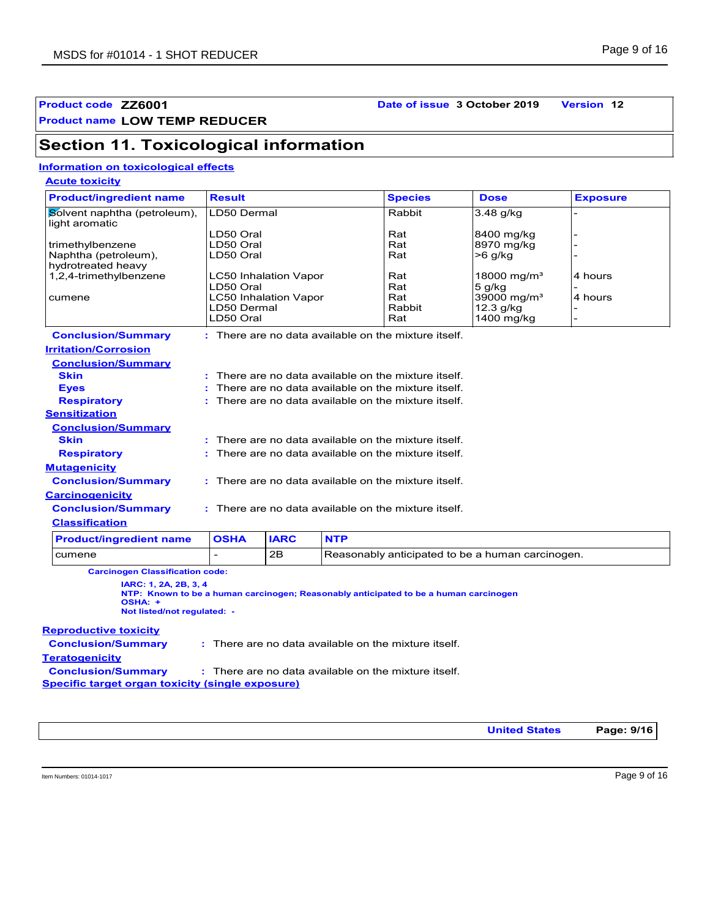**Product code** ZZ6001 **Date of issue** 3 October 2019 **Version** 12

**Product name** LOW TEMP REDUCER

# Section 11. Toxicological information

## Information on toxicological effects

### Acute toxicity

| Product/ingredient name | Result | Species | Dose | Exposure |
|---|---|---|---|---|
| Solvent naphtha (petroleum), light aromatic | LD50 Dermal | Rabbit | 3.48 g/kg | - |
| | LD50 Oral | Rat | 8400 mg/kg | - |
| trimethylbenzene | LD50 Oral | Rat | 8970 mg/kg | - |
| Naphtha (petroleum), hydrotreated heavy | LD50 Oral | Rat | >6 g/kg | - |
| 1,2,4-trimethylbenzene | LC50 Inhalation Vapor | Rat | 18000 mg/m³ | 4 hours |
| | LD50 Oral | Rat | 5 g/kg | - |
| cumene | LC50 Inhalation Vapor | Rat | 39000 mg/m³ | 4 hours |
| | LD50 Dermal | Rabbit | 12.3 g/kg | - |
| | LD50 Oral | Rat | 1400 mg/kg | - |

**Conclusion/Summary** : There are no data available on the mixture itself.

### Irritation/Corrosion

**Conclusion/Summary**

**Skin** : There are no data available on the mixture itself.

**Eyes** : There are no data available on the mixture itself.

**Respiratory** : There are no data available on the mixture itself.

### Sensitization

**Conclusion/Summary**

**Skin** : There are no data available on the mixture itself.

**Respiratory** : There are no data available on the mixture itself.

### Mutagenicity

**Conclusion/Summary** : There are no data available on the mixture itself.

### Carcinogenicity

**Conclusion/Summary** : There are no data available on the mixture itself.

**Classification**

| Product/ingredient name | OSHA | IARC | NTP |
|---|---|---|---|
| cumene | - | 2B | Reasonably anticipated to be a human carcinogen. |

**Carcinogen Classification code:**

**IARC: 1, 2A, 2B, 3, 4**
**NTP: Known to be a human carcinogen; Reasonably anticipated to be a human carcinogen**
**OSHA: +**
**Not listed/not regulated: -**

### Reproductive toxicity

**Conclusion/Summary** : There are no data available on the mixture itself.

### Teratogenicity

**Conclusion/Summary** : There are no data available on the mixture itself.

### Specific target organ toxicity (single exposure)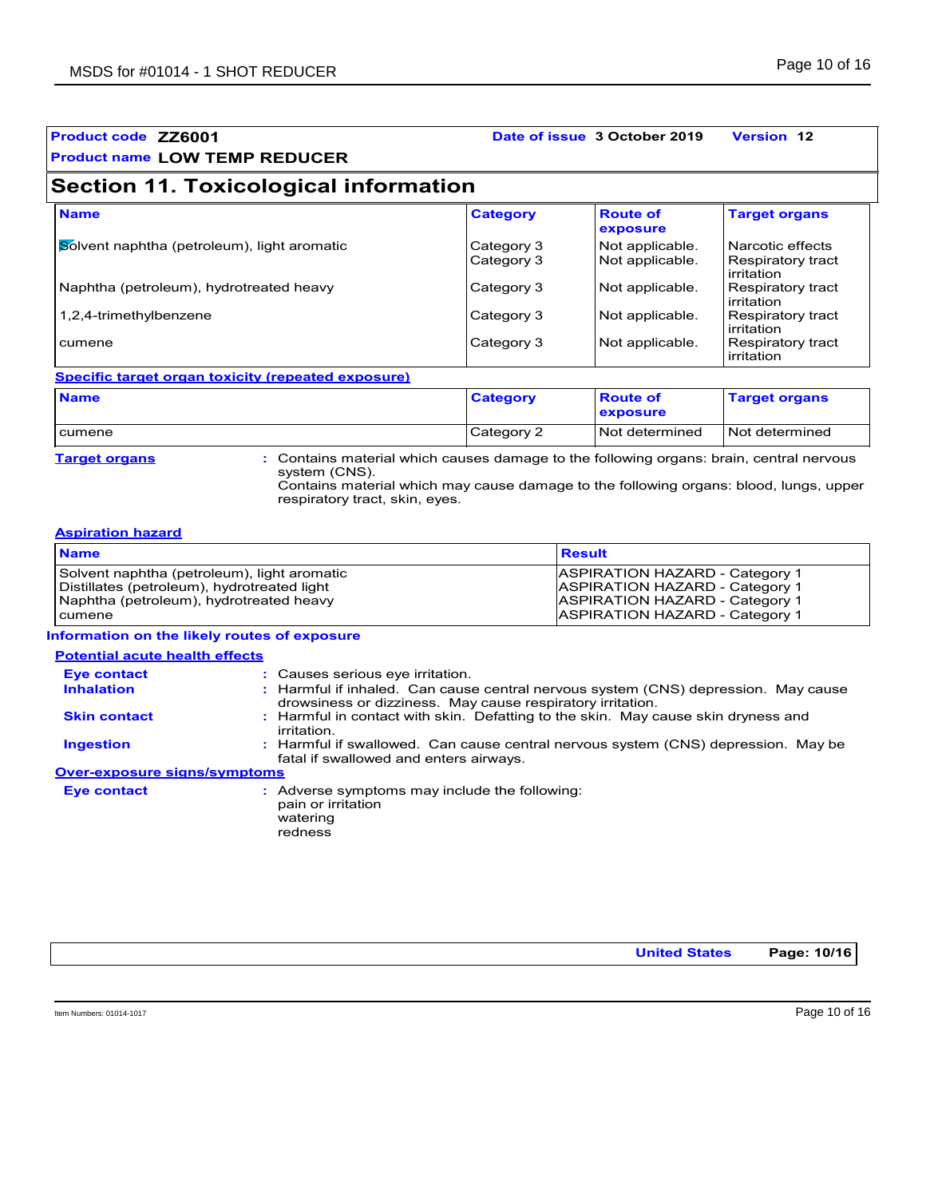| | |
|---|---|
| **Product code** ZZ6001 | **Date of issue** 3 October 2019 **Version** 12 |
| **Product name** LOW TEMP REDUCER | |

## Section 11. Toxicological information

| Name | Category | Route of exposure | Target organs |
|---|---|---|---|
| Solvent naphtha (petroleum), light aromatic | Category 3<br>Category 3 | Not applicable.<br>Not applicable. | Narcotic effects<br>Respiratory tract irritation |
| Naphtha (petroleum), hydrotreated heavy | Category 3 | Not applicable. | Respiratory tract irritation |
| 1,2,4-trimethylbenzene | Category 3 | Not applicable. | Respiratory tract irritation |
| cumene | Category 3 | Not applicable. | Respiratory tract irritation |

**Specific target organ toxicity (repeated exposure)**

| Name | Category | Route of exposure | Target organs |
|---|---|---|---|
| cumene | Category 2 | Not determined | Not determined |

**Target organs** : Contains material which causes damage to the following organs: brain, central nervous system (CNS).
Contains material which may cause damage to the following organs: blood, lungs, upper respiratory tract, skin, eyes.

**Aspiration hazard**

| Name | Result |
|---|---|
| Solvent naphtha (petroleum), light aromatic | ASPIRATION HAZARD - Category 1 |
| Distillates (petroleum), hydrotreated light | ASPIRATION HAZARD - Category 1 |
| Naphtha (petroleum), hydrotreated heavy | ASPIRATION HAZARD - Category 1 |
| cumene | ASPIRATION HAZARD - Category 1 |

**Information on the likely routes of exposure**

**Potential acute health effects**

**Eye contact** : Causes serious eye irritation.

**Inhalation** : Harmful if inhaled. Can cause central nervous system (CNS) depression. May cause drowsiness or dizziness. May cause respiratory irritation.

**Skin contact** : Harmful in contact with skin. Defatting to the skin. May cause skin dryness and irritation.

**Ingestion** : Harmful if swallowed. Can cause central nervous system (CNS) depression. May be fatal if swallowed and enters airways.

**Over-exposure signs/symptoms**

**Eye contact** : Adverse symptoms may include the following:
pain or irritation
watering
redness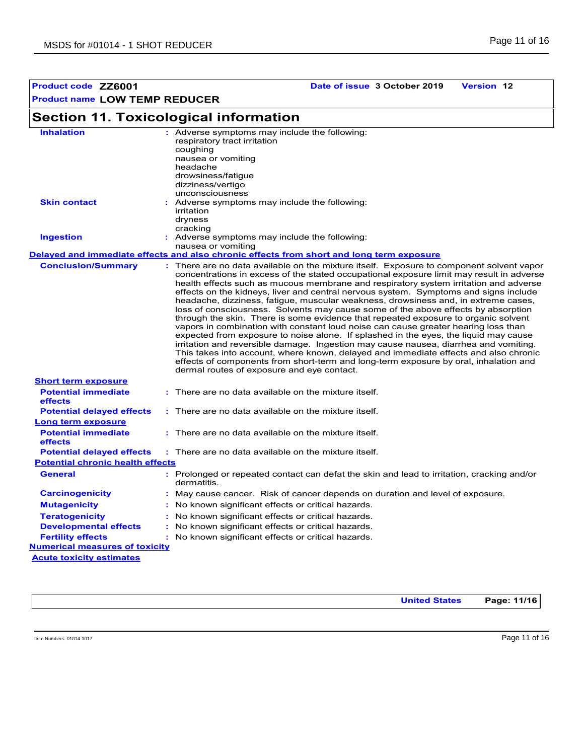| | | |
|---|---|---|
| **Product code** ZZ6001 | **Date of issue** 3 October 2019 | **Version** 12 |
| **Product name** LOW TEMP REDUCER | | |

## Section 11. Toxicological information

**Inhalation** : Adverse symptoms may include the following:
respiratory tract irritation
coughing
nausea or vomiting
headache
drowsiness/fatigue
dizziness/vertigo
unconsciousness

**Skin contact** : Adverse symptoms may include the following:
irritation
dryness
cracking

**Ingestion** : Adverse symptoms may include the following:
nausea or vomiting

**Delayed and immediate effects and also chronic effects from short and long term exposure**

**Conclusion/Summary** : There are no data available on the mixture itself. Exposure to component solvent vapor concentrations in excess of the stated occupational exposure limit may result in adverse health effects such as mucous membrane and respiratory system irritation and adverse effects on the kidneys, liver and central nervous system. Symptoms and signs include headache, dizziness, fatigue, muscular weakness, drowsiness and, in extreme cases, loss of consciousness. Solvents may cause some of the above effects by absorption through the skin. There is some evidence that repeated exposure to organic solvent vapors in combination with constant loud noise can cause greater hearing loss than expected from exposure to noise alone. If splashed in the eyes, the liquid may cause irritation and reversible damage. Ingestion may cause nausea, diarrhea and vomiting. This takes into account, where known, delayed and immediate effects and also chronic effects of components from short-term and long-term exposure by oral, inhalation and dermal routes of exposure and eye contact.

**Short term exposure**

**Potential immediate effects** : There are no data available on the mixture itself.

**Potential delayed effects** : There are no data available on the mixture itself.

**Long term exposure**

**Potential immediate effects** : There are no data available on the mixture itself.

**Potential delayed effects** : There are no data available on the mixture itself.

**Potential chronic health effects**

**General** : Prolonged or repeated contact can defat the skin and lead to irritation, cracking and/or dermatitis.

**Carcinogenicity** : May cause cancer. Risk of cancer depends on duration and level of exposure.

**Mutagenicity** : No known significant effects or critical hazards.

**Teratogenicity** : No known significant effects or critical hazards.

**Developmental effects** : No known significant effects or critical hazards.

**Fertility effects** : No known significant effects or critical hazards.

**Numerical measures of toxicity**

**Acute toxicity estimates**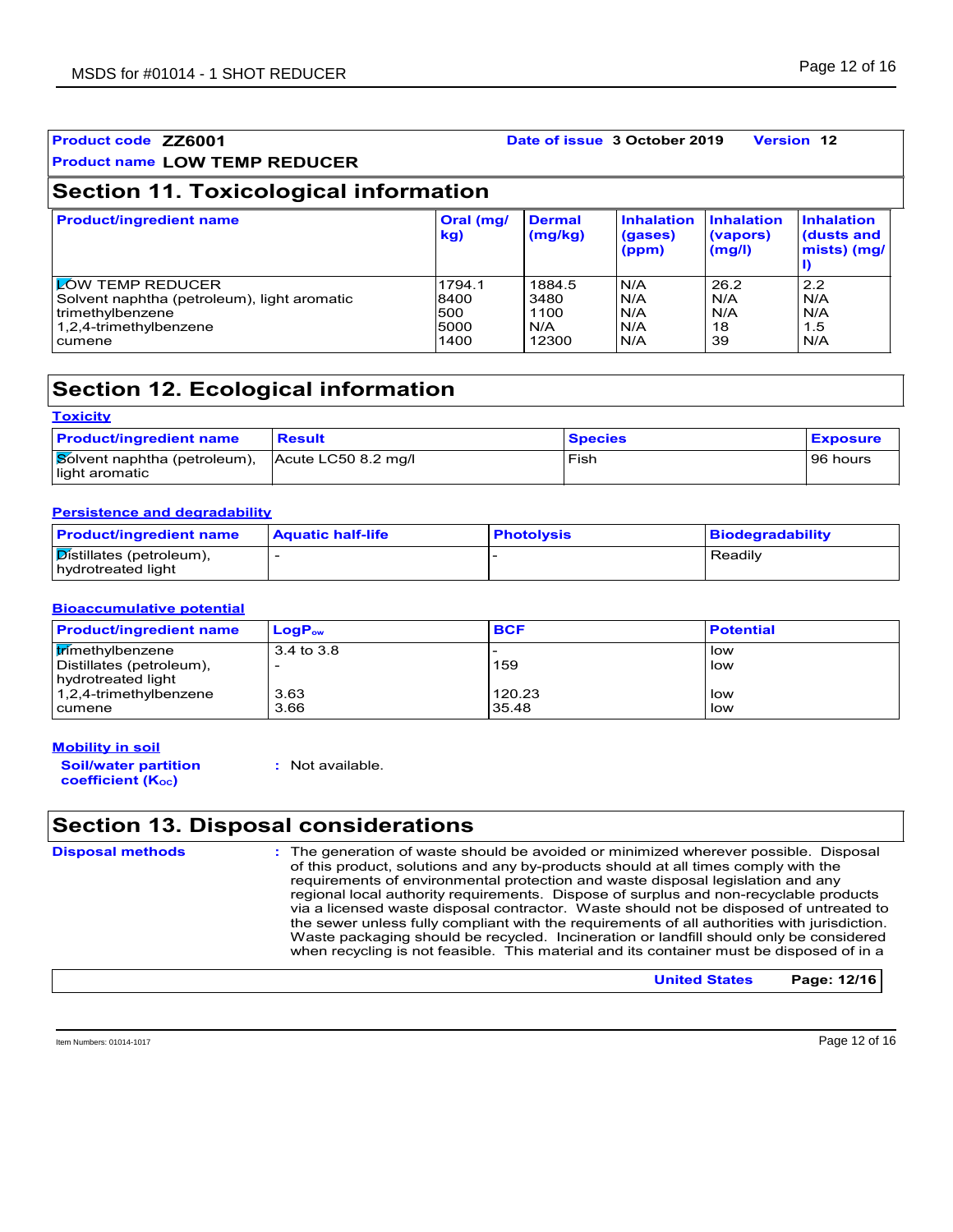**Product code** ZZ6001 **Date of issue** 3 October 2019 **Version** 12

**Product name** LOW TEMP REDUCER

## Section 11. Toxicological information

| Product/ingredient name | Oral (mg/kg) | Dermal (mg/kg) | Inhalation (gases) (ppm) | Inhalation (vapors) (mg/l) | Inhalation (dusts and mists) (mg/l) |
|---|---|---|---|---|---|
| LOW TEMP REDUCER | 1794.1 | 1884.5 | N/A | 26.2 | 2.2 |
| Solvent naphtha (petroleum), light aromatic | 8400 | 3480 | N/A | N/A | N/A |
| trimethylbenzene | 500 | 1100 | N/A | N/A | N/A |
| 1,2,4-trimethylbenzene | 5000 | N/A | N/A | 18 | 1.5 |
| cumene | 1400 | 12300 | N/A | 39 | N/A |

## Section 12. Ecological information

**Toxicity**

| Product/ingredient name | Result | Species | Exposure |
|---|---|---|---|
| Solvent naphtha (petroleum), light aromatic | Acute LC50 8.2 mg/l | Fish | 96 hours |

**Persistence and degradability**

| Product/ingredient name | Aquatic half-life | Photolysis | Biodegradability |
|---|---|---|---|
| Distillates (petroleum), hydrotreated light | - | - | Readily |

**Bioaccumulative potential**

| Product/ingredient name | $LogP_{ow}$ | BCF | Potential |
|---|---|---|---|
| trimethylbenzene | 3.4 to 3.8 | - | low |
| Distillates (petroleum), hydrotreated light | - | 159 | low |
| 1,2,4-trimethylbenzene | 3.63 | 120.23 | low |
| cumene | 3.66 | 35.48 | low |

**Mobility in soil**

**Soil/water partition coefficient ($K_{OC}$)** : Not available.

## Section 13. Disposal considerations

**Disposal methods** : The generation of waste should be avoided or minimized wherever possible. Disposal of this product, solutions and any by-products should at all times comply with the requirements of environmental protection and waste disposal legislation and any regional local authority requirements. Dispose of surplus and non-recyclable products via a licensed waste disposal contractor. Waste should not be disposed of untreated to the sewer unless fully compliant with the requirements of all authorities with jurisdiction. Waste packaging should be recycled. Incineration or landfill should only be considered when recycling is not feasible. This material and its container must be disposed of in a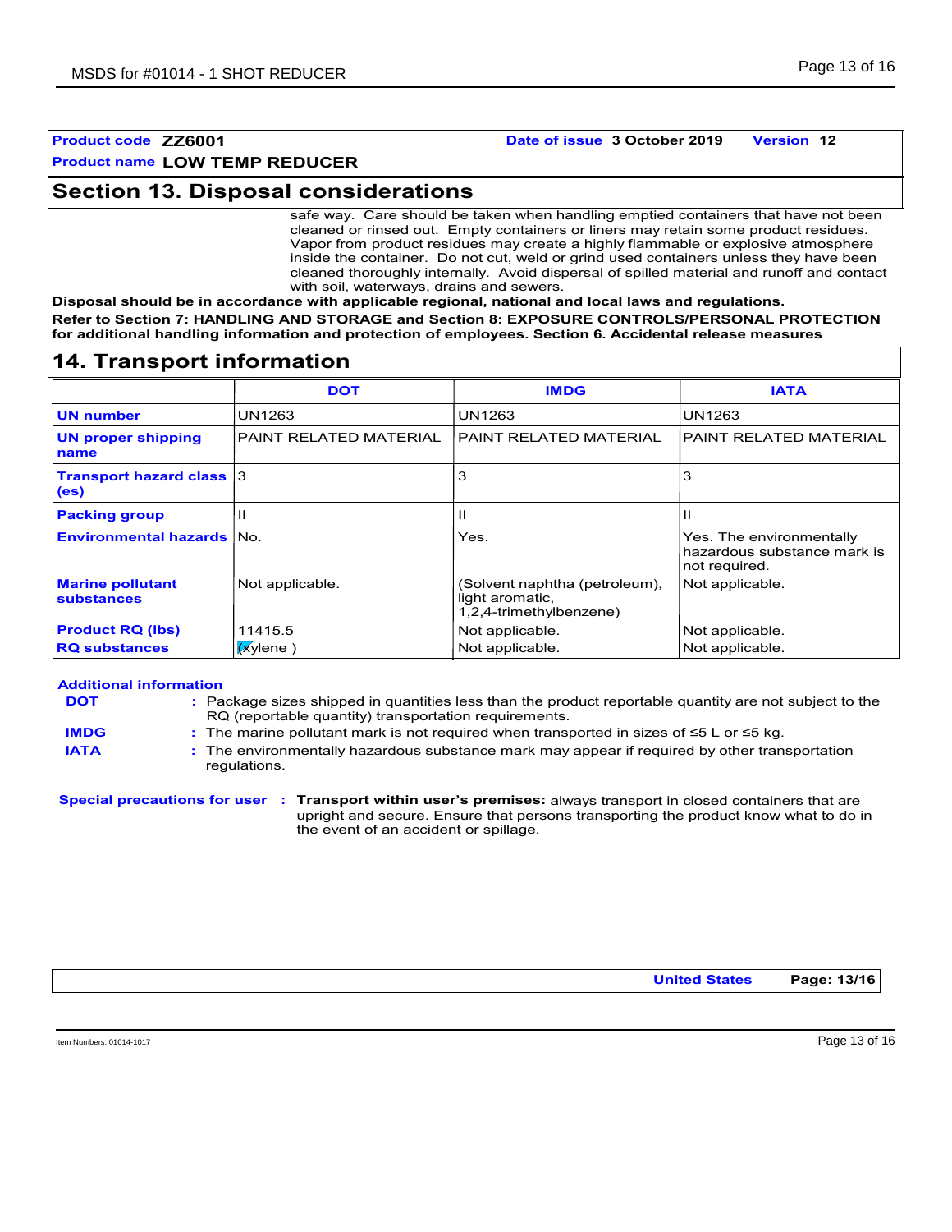**Product code** **ZZ6001** **Date of issue** **3 October 2019** **Version** **12**

**Product name** **LOW TEMP REDUCER**

## Section 13. Disposal considerations

safe way. Care should be taken when handling emptied containers that have not been cleaned or rinsed out. Empty containers or liners may retain some product residues. Vapor from product residues may create a highly flammable or explosive atmosphere inside the container. Do not cut, weld or grind used containers unless they have been cleaned thoroughly internally. Avoid dispersal of spilled material and runoff and contact with soil, waterways, drains and sewers.

**Disposal should be in accordance with applicable regional, national and local laws and regulations.**

**Refer to Section 7: HANDLING AND STORAGE and Section 8: EXPOSURE CONTROLS/PERSONAL PROTECTION for additional handling information and protection of employees. Section 6. Accidental release measures**

## 14. Transport information

| | DOT | IMDG | IATA |
|---|---|---|---|
| **UN number** | UN1263 | UN1263 | UN1263 |
| **UN proper shipping name** | PAINT RELATED MATERIAL | PAINT RELATED MATERIAL | PAINT RELATED MATERIAL |
| **Transport hazard class (es)** | 3 | 3 | 3 |
| **Packing group** | II | II | II |
| **Environmental hazards** | No. | Yes. | Yes. The environmentally hazardous substance mark is not required. |
| **Marine pollutant substances** | Not applicable. | (Solvent naphtha (petroleum), light aromatic, 1,2,4-trimethylbenzene) | Not applicable. |
| **Product RQ (lbs)** | 11415.5 | Not applicable. | Not applicable. |
| **RQ substances** | (xylene ) | Not applicable. | Not applicable. |

**Additional information**

**DOT** : Package sizes shipped in quantities less than the product reportable quantity are not subject to the RQ (reportable quantity) transportation requirements.

**IMDG** : The marine pollutant mark is not required when transported in sizes of ≤5 L or ≤5 kg.

**IATA** : The environmentally hazardous substance mark may appear if required by other transportation regulations.

**Special precautions for user** : **Transport within user's premises:** always transport in closed containers that are upright and secure. Ensure that persons transporting the product know what to do in the event of an accident or spillage.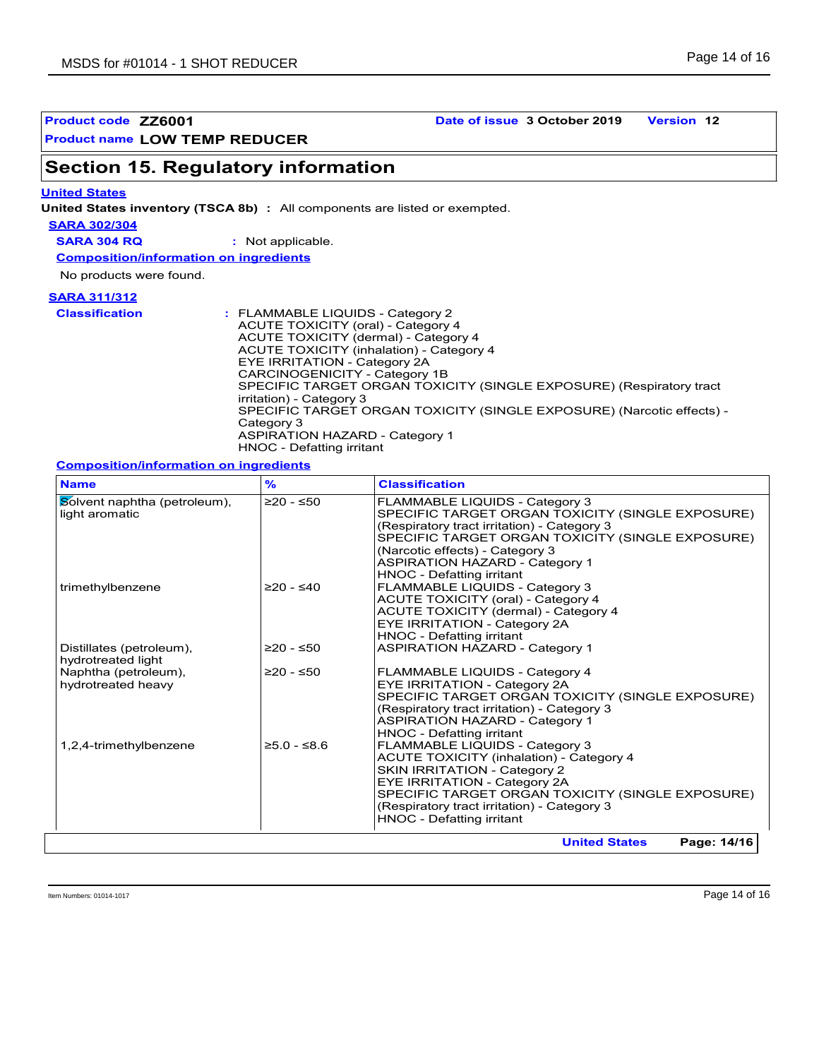**Product code** ZZ6001 **Date of issue** 3 October 2019 **Version** 12

**Product name** LOW TEMP REDUCER

## Section 15. Regulatory information

**United States**

**United States inventory (TSCA 8b)** : All components are listed or exempted.

**SARA 302/304**

**SARA 304 RQ** : Not applicable.

**Composition/information on ingredients**

No products were found.

**SARA 311/312**

**Classification** : FLAMMABLE LIQUIDS - Category 2
ACUTE TOXICITY (oral) - Category 4
ACUTE TOXICITY (dermal) - Category 4
ACUTE TOXICITY (inhalation) - Category 4
EYE IRRITATION - Category 2A
CARCINOGENICITY - Category 1B
SPECIFIC TARGET ORGAN TOXICITY (SINGLE EXPOSURE) (Respiratory tract irritation) - Category 3
SPECIFIC TARGET ORGAN TOXICITY (SINGLE EXPOSURE) (Narcotic effects) - Category 3
ASPIRATION HAZARD - Category 1
HNOC - Defatting irritant

**Composition/information on ingredients**

| Name | % | Classification |
|---|---|---|
| Solvent naphtha (petroleum), light aromatic | ≥20 - ≤50 | FLAMMABLE LIQUIDS - Category 3<br>SPECIFIC TARGET ORGAN TOXICITY (SINGLE EXPOSURE) (Respiratory tract irritation) - Category 3<br>SPECIFIC TARGET ORGAN TOXICITY (SINGLE EXPOSURE) (Narcotic effects) - Category 3<br>ASPIRATION HAZARD - Category 1<br>HNOC - Defatting irritant |
| trimethylbenzene | ≥20 - ≤40 | FLAMMABLE LIQUIDS - Category 3<br>ACUTE TOXICITY (oral) - Category 4<br>ACUTE TOXICITY (dermal) - Category 4<br>EYE IRRITATION - Category 2A<br>HNOC - Defatting irritant |
| Distillates (petroleum), hydrotreated light | ≥20 - ≤50 | ASPIRATION HAZARD - Category 1 |
| Naphtha (petroleum), hydrotreated heavy | ≥20 - ≤50 | FLAMMABLE LIQUIDS - Category 4<br>EYE IRRITATION - Category 2A<br>SPECIFIC TARGET ORGAN TOXICITY (SINGLE EXPOSURE) (Respiratory tract irritation) - Category 3<br>ASPIRATION HAZARD - Category 1<br>HNOC - Defatting irritant |
| 1,2,4-trimethylbenzene | ≥5.0 - ≤8.6 | FLAMMABLE LIQUIDS - Category 3<br>ACUTE TOXICITY (inhalation) - Category 4<br>SKIN IRRITATION - Category 2<br>EYE IRRITATION - Category 2A<br>SPECIFIC TARGET ORGAN TOXICITY (SINGLE EXPOSURE) (Respiratory tract irritation) - Category 3<br>HNOC - Defatting irritant |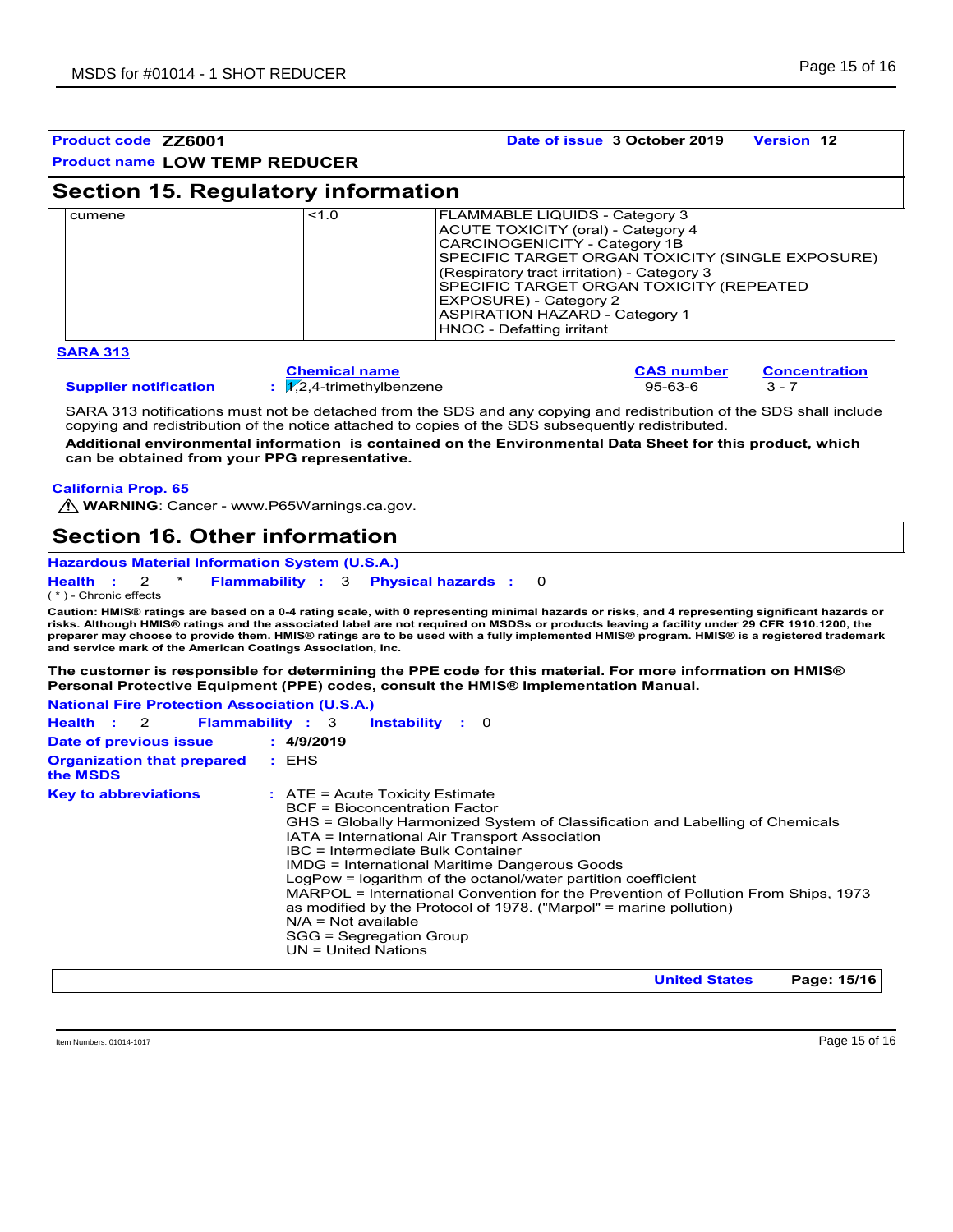**Product code** ZZ6001 **Date of issue** 3 October 2019 **Version** 12
**Product name** LOW TEMP REDUCER

## Section 15. Regulatory information

| | | |
|---|---|---|
| cumene | <1.0 | FLAMMABLE LIQUIDS - Category 3<br>ACUTE TOXICITY (oral) - Category 4<br>CARCINOGENICITY - Category 1B<br>SPECIFIC TARGET ORGAN TOXICITY (SINGLE EXPOSURE) (Respiratory tract irritation) - Category 3<br>SPECIFIC TARGET ORGAN TOXICITY (REPEATED EXPOSURE) - Category 2<br>ASPIRATION HAZARD - Category 1<br>HNOC - Defatting irritant |

**SARA 313**

| | Chemical name | CAS number | Concentration |
|---|---|---|---|
| **Supplier notification** | : 1,2,4-trimethylbenzene | 95-63-6 | 3 - 7 |

SARA 313 notifications must not be detached from the SDS and any copying and redistribution of the SDS shall include copying and redistribution of the notice attached to copies of the SDS subsequently redistributed.

**Additional environmental information is contained on the Environmental Data Sheet for this product, which can be obtained from your PPG representative.**

**California Prop. 65**

⚠ **WARNING**: Cancer - www.P65Warnings.ca.gov.

## Section 16. Other information

**Hazardous Material Information System (U.S.A.)**

**Health** : 2 * **Flammability** : 3 **Physical hazards** : 0

( * ) - Chronic effects

**Caution: HMIS® ratings are based on a 0-4 rating scale, with 0 representing minimal hazards or risks, and 4 representing significant hazards or risks. Although HMIS® ratings and the associated label are not required on MSDSs or products leaving a facility under 29 CFR 1910.1200, the preparer may choose to provide them. HMIS® ratings are to be used with a fully implemented HMIS® program. HMIS® is a registered trademark and service mark of the American Coatings Association, Inc.**

**The customer is responsible for determining the PPE code for this material. For more information on HMIS® Personal Protective Equipment (PPE) codes, consult the HMIS® Implementation Manual.**

**National Fire Protection Association (U.S.A.)**

**Health** : 2 **Flammability** : 3 **Instability** : 0

**Date of previous issue** : **4/9/2019**

**Organization that prepared the MSDS** : EHS

**Key to abbreviations** :
ATE = Acute Toxicity Estimate
BCF = Bioconcentration Factor
GHS = Globally Harmonized System of Classification and Labelling of Chemicals
IATA = International Air Transport Association
IBC = Intermediate Bulk Container
IMDG = International Maritime Dangerous Goods
LogPow = logarithm of the octanol/water partition coefficient
MARPOL = International Convention for the Prevention of Pollution From Ships, 1973 as modified by the Protocol of 1978. ("Marpol" = marine pollution)
N/A = Not available
SGG = Segregation Group
UN = United Nations

**United States**

Item Numbers: 01014-1017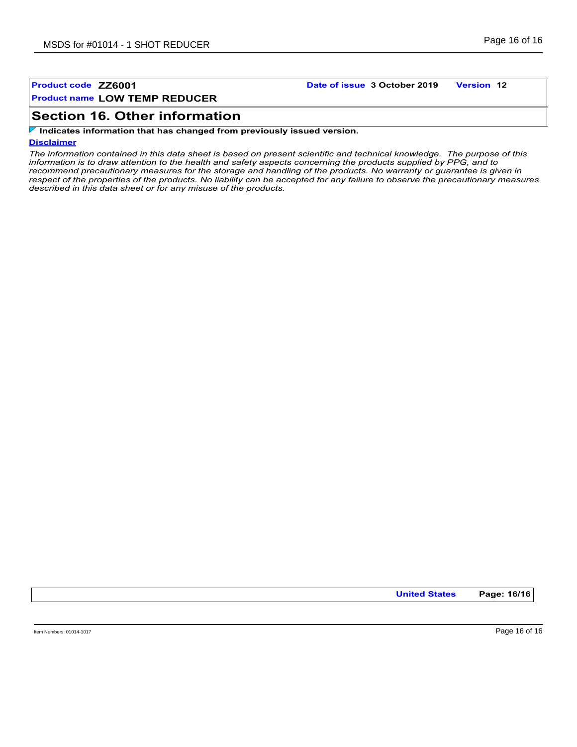**Product code** **ZZ6001** **Date of issue** **3 October 2019** **Version** **12**

**Product name** **LOW TEMP REDUCER**

## Section 16. Other information

**Indicates information that has changed from previously issued version.**

**Disclaimer**

*The information contained in this data sheet is based on present scientific and technical knowledge. The purpose of this information is to draw attention to the health and safety aspects concerning the products supplied by PPG, and to recommend precautionary measures for the storage and handling of the products. No warranty or guarantee is given in respect of the properties of the products. No liability can be accepted for any failure to observe the precautionary measures described in this data sheet or for any misuse of the products.*

**United States**

Item Numbers: 01014-1017